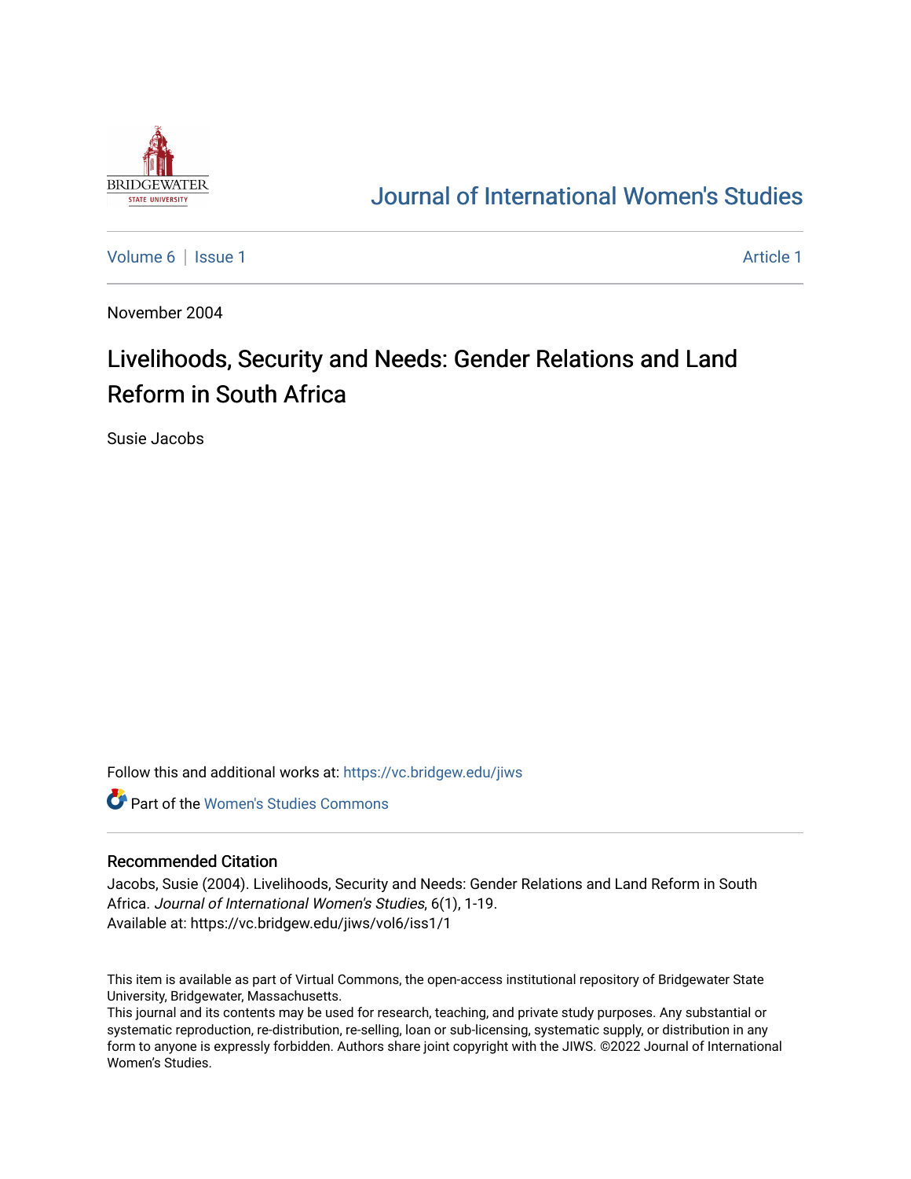Journal of International Women's Studies

Volume 6 | Issue 1 | Article 1

November 2004

# Livelihoods, Security and Needs: Gender Relations and Land Reform in South Africa

Susie Jacobs

Follow this and additional works at: https://vc.bridgew.edu/jiws

Part of the Women's Studies Commons

## Recommended Citation

Jacobs, Susie (2004). Livelihoods, Security and Needs: Gender Relations and Land Reform in South Africa. *Journal of International Women's Studies*, 6(1), 1-19.
Available at: https://vc.bridgew.edu/jiws/vol6/iss1/1

This item is available as part of Virtual Commons, the open-access institutional repository of Bridgewater State University, Bridgewater, Massachusetts.
This journal and its contents may be used for research, teaching, and private study purposes. Any substantial or systematic reproduction, re-distribution, re-selling, loan or sub-licensing, systematic supply, or distribution in any form to anyone is expressly forbidden. Authors share joint copyright with the JIWS. ©2022 Journal of International Women's Studies.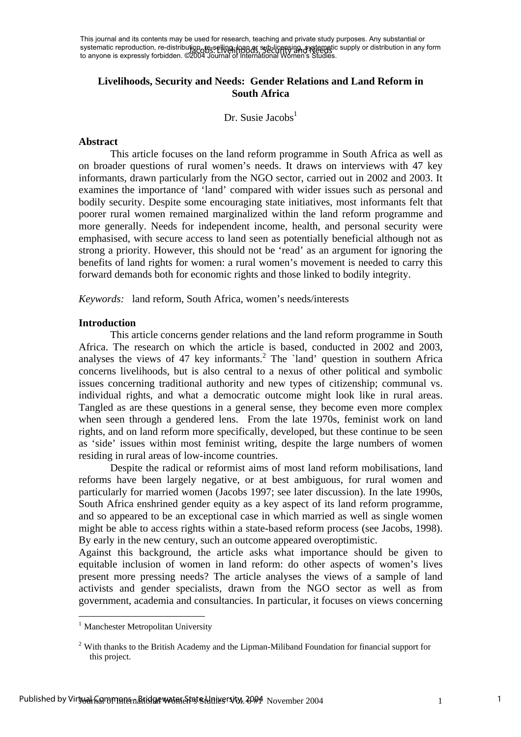This journal and its contents may be used for research, teaching and private study purposes. Any substantial or systematic reproduction, re-distribution, re-selling, loan or sub-licensing, systematic supply or distribution in any form to anyone is expressly forbidden. ©2004 Journal of International Women's Studies.

# Livelihoods, Security and Needs: Gender Relations and Land Reform in South Africa

Dr. Susie Jacobs[1]

## Abstract

This article focuses on the land reform programme in South Africa as well as on broader questions of rural women's needs. It draws on interviews with 47 key informants, drawn particularly from the NGO sector, carried out in 2002 and 2003. It examines the importance of 'land' compared with wider issues such as personal and bodily security. Despite some encouraging state initiatives, most informants felt that poorer rural women remained marginalized within the land reform programme and more generally. Needs for independent income, health, and personal security were emphasised, with secure access to land seen as potentially beneficial although not as strong a priority. However, this should not be 'read' as an argument for ignoring the benefits of land rights for women: a rural women's movement is needed to carry this forward demands both for economic rights and those linked to bodily integrity.

*Keywords:* land reform, South Africa, women's needs/interests

## Introduction

This article concerns gender relations and the land reform programme in South Africa. The research on which the article is based, conducted in 2002 and 2003, analyses the views of 47 key informants.[2] The `land' question in southern Africa concerns livelihoods, but is also central to a nexus of other political and symbolic issues concerning traditional authority and new types of citizenship; communal vs. individual rights, and what a democratic outcome might look like in rural areas. Tangled as are these questions in a general sense, they become even more complex when seen through a gendered lens. From the late 1970s, feminist work on land rights, and on land reform more specifically, developed, but these continue to be seen as 'side' issues within most feminist writing, despite the large numbers of women residing in rural areas of low-income countries.

Despite the radical or reformist aims of most land reform mobilisations, land reforms have been largely negative, or at best ambiguous, for rural women and particularly for married women (Jacobs 1997; see later discussion). In the late 1990s, South Africa enshrined gender equity as a key aspect of its land reform programme, and so appeared to be an exceptional case in which married as well as single women might be able to access rights within a state-based reform process (see Jacobs, 1998). By early in the new century, such an outcome appeared overoptimistic.

Against this background, the article asks what importance should be given to equitable inclusion of women in land reform: do other aspects of women's lives present more pressing needs? The article analyses the views of a sample of land activists and gender specialists, drawn from the NGO sector as well as from government, academia and consultancies. In particular, it focuses on views concerning

---

[1] Manchester Metropolitan University

[2] With thanks to the British Academy and the Lipman-Miliband Foundation for financial support for this project.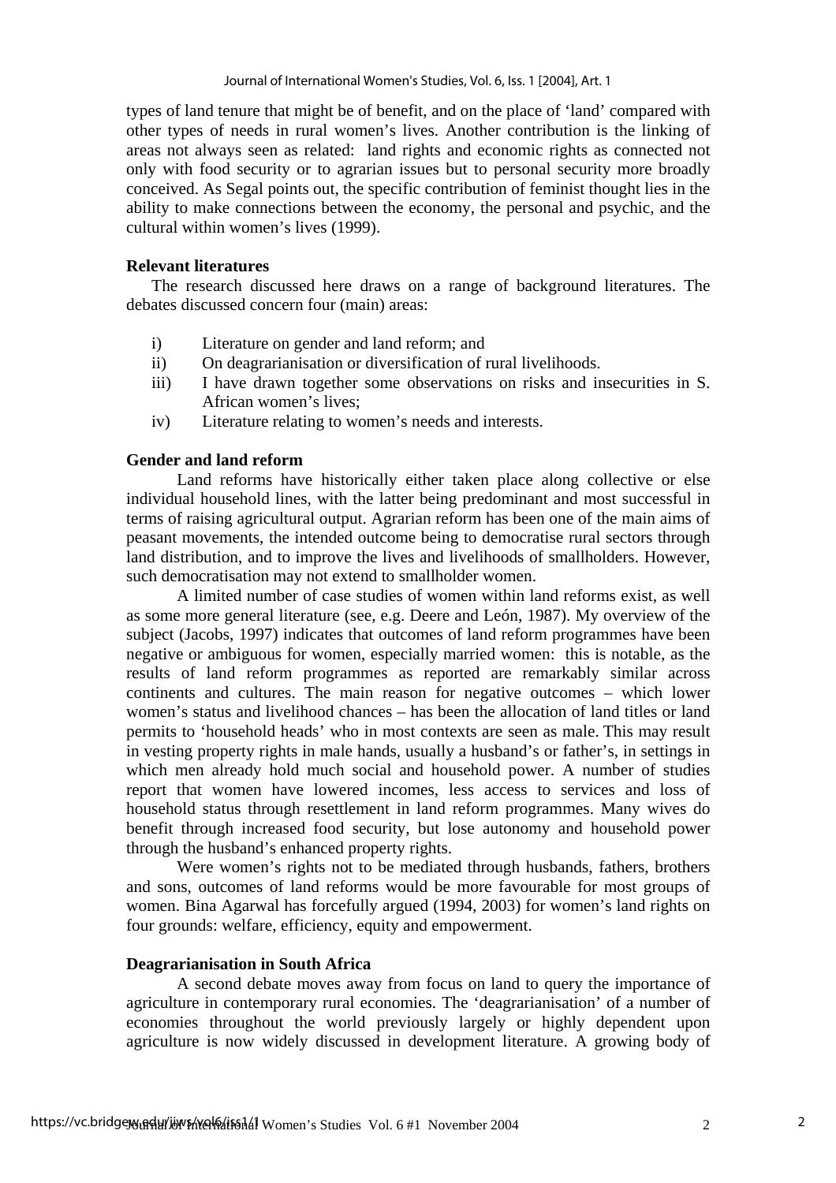types of land tenure that might be of benefit, and on the place of 'land' compared with other types of needs in rural women's lives. Another contribution is the linking of areas not always seen as related: land rights and economic rights as connected not only with food security or to agrarian issues but to personal security more broadly conceived. As Segal points out, the specific contribution of feminist thought lies in the ability to make connections between the economy, the personal and psychic, and the cultural within women's lives (1999).

**Relevant literatures**

The research discussed here draws on a range of background literatures. The debates discussed concern four (main) areas:

i) Literature on gender and land reform; and
ii) On deagrarianisation or diversification of rural livelihoods.
iii) I have drawn together some observations on risks and insecurities in S. African women's lives;
iv) Literature relating to women's needs and interests.

**Gender and land reform**

Land reforms have historically either taken place along collective or else individual household lines, with the latter being predominant and most successful in terms of raising agricultural output. Agrarian reform has been one of the main aims of peasant movements, the intended outcome being to democratise rural sectors through land distribution, and to improve the lives and livelihoods of smallholders. However, such democratisation may not extend to smallholder women.

A limited number of case studies of women within land reforms exist, as well as some more general literature (see, e.g. Deere and León, 1987). My overview of the subject (Jacobs, 1997) indicates that outcomes of land reform programmes have been negative or ambiguous for women, especially married women: this is notable, as the results of land reform programmes as reported are remarkably similar across continents and cultures. The main reason for negative outcomes – which lower women's status and livelihood chances – has been the allocation of land titles or land permits to 'household heads' who in most contexts are seen as male. This may result in vesting property rights in male hands, usually a husband's or father's, in settings in which men already hold much social and household power. A number of studies report that women have lowered incomes, less access to services and loss of household status through resettlement in land reform programmes. Many wives do benefit through increased food security, but lose autonomy and household power through the husband's enhanced property rights.

Were women's rights not to be mediated through husbands, fathers, brothers and sons, outcomes of land reforms would be more favourable for most groups of women. Bina Agarwal has forcefully argued (1994, 2003) for women's land rights on four grounds: welfare, efficiency, equity and empowerment.

**Deagrarianisation in South Africa**

A second debate moves away from focus on land to query the importance of agriculture in contemporary rural economies. The 'deagrarianisation' of a number of economies throughout the world previously largely or highly dependent upon agriculture is now widely discussed in development literature. A growing body of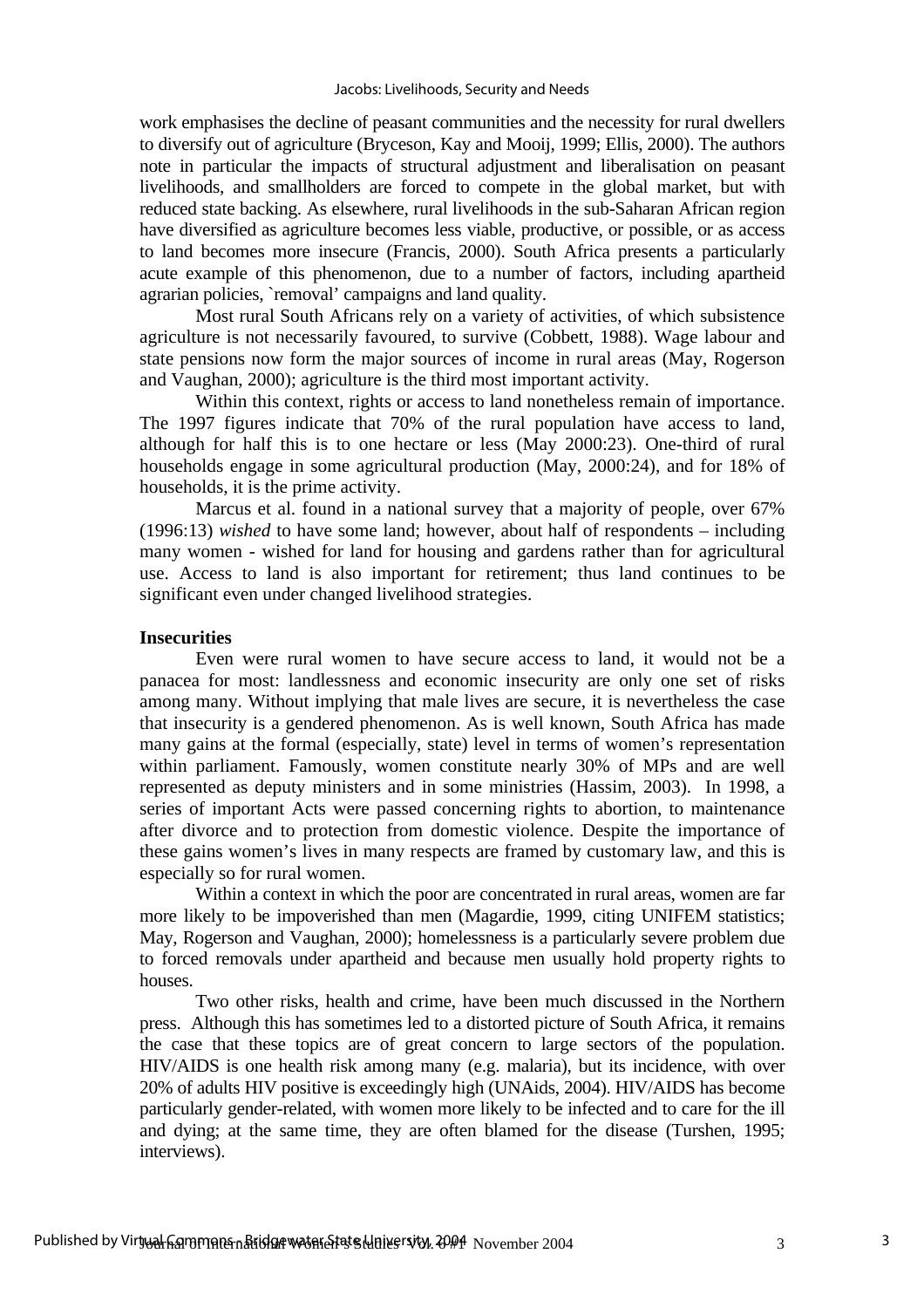work emphasises the decline of peasant communities and the necessity for rural dwellers to diversify out of agriculture (Bryceson, Kay and Mooij, 1999; Ellis, 2000). The authors note in particular the impacts of structural adjustment and liberalisation on peasant livelihoods, and smallholders are forced to compete in the global market, but with reduced state backing. As elsewhere, rural livelihoods in the sub-Saharan African region have diversified as agriculture becomes less viable, productive, or possible, or as access to land becomes more insecure (Francis, 2000). South Africa presents a particularly acute example of this phenomenon, due to a number of factors, including apartheid agrarian policies, `removal' campaigns and land quality.

Most rural South Africans rely on a variety of activities, of which subsistence agriculture is not necessarily favoured, to survive (Cobbett, 1988). Wage labour and state pensions now form the major sources of income in rural areas (May, Rogerson and Vaughan, 2000); agriculture is the third most important activity.

Within this context, rights or access to land nonetheless remain of importance. The 1997 figures indicate that 70% of the rural population have access to land, although for half this is to one hectare or less (May 2000:23). One-third of rural households engage in some agricultural production (May, 2000:24), and for 18% of households, it is the prime activity.

Marcus et al. found in a national survey that a majority of people, over 67% (1996:13) *wished* to have some land; however, about half of respondents – including many women - wished for land for housing and gardens rather than for agricultural use. Access to land is also important for retirement; thus land continues to be significant even under changed livelihood strategies.

**Insecurities**

Even were rural women to have secure access to land, it would not be a panacea for most: landlessness and economic insecurity are only one set of risks among many. Without implying that male lives are secure, it is nevertheless the case that insecurity is a gendered phenomenon. As is well known, South Africa has made many gains at the formal (especially, state) level in terms of women's representation within parliament. Famously, women constitute nearly 30% of MPs and are well represented as deputy ministers and in some ministries (Hassim, 2003). In 1998, a series of important Acts were passed concerning rights to abortion, to maintenance after divorce and to protection from domestic violence. Despite the importance of these gains women's lives in many respects are framed by customary law, and this is especially so for rural women.

Within a context in which the poor are concentrated in rural areas, women are far more likely to be impoverished than men (Magardie, 1999, citing UNIFEM statistics; May, Rogerson and Vaughan, 2000); homelessness is a particularly severe problem due to forced removals under apartheid and because men usually hold property rights to houses.

Two other risks, health and crime, have been much discussed in the Northern press. Although this has sometimes led to a distorted picture of South Africa, it remains the case that these topics are of great concern to large sectors of the population. HIV/AIDS is one health risk among many (e.g. malaria), but its incidence, with over 20% of adults HIV positive is exceedingly high (UNAids, 2004). HIV/AIDS has become particularly gender-related, with women more likely to be infected and to care for the ill and dying; at the same time, they are often blamed for the disease (Turshen, 1995; interviews).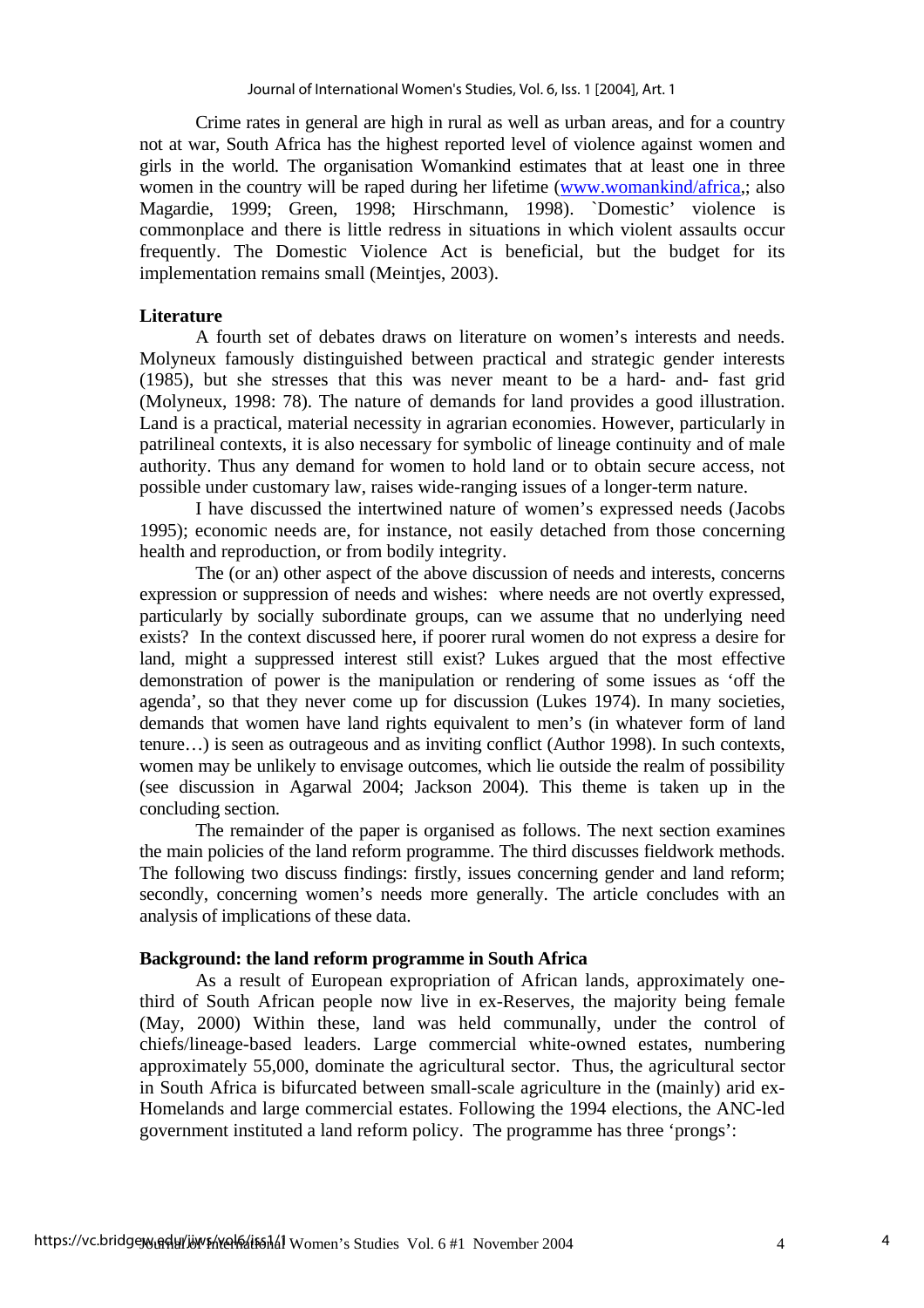Crime rates in general are high in rural as well as urban areas, and for a country not at war, South Africa has the highest reported level of violence against women and girls in the world. The organisation Womankind estimates that at least one in three women in the country will be raped during her lifetime (www.womankind/africa,; also Magardie, 1999; Green, 1998; Hirschmann, 1998). `Domestic' violence is commonplace and there is little redress in situations in which violent assaults occur frequently. The Domestic Violence Act is beneficial, but the budget for its implementation remains small (Meintjes, 2003).

**Literature**

A fourth set of debates draws on literature on women's interests and needs. Molyneux famously distinguished between practical and strategic gender interests (1985), but she stresses that this was never meant to be a hard- and- fast grid (Molyneux, 1998: 78). The nature of demands for land provides a good illustration. Land is a practical, material necessity in agrarian economies. However, particularly in patrilineal contexts, it is also necessary for symbolic of lineage continuity and of male authority. Thus any demand for women to hold land or to obtain secure access, not possible under customary law, raises wide-ranging issues of a longer-term nature.

I have discussed the intertwined nature of women's expressed needs (Jacobs 1995); economic needs are, for instance, not easily detached from those concerning health and reproduction, or from bodily integrity.

The (or an) other aspect of the above discussion of needs and interests, concerns expression or suppression of needs and wishes: where needs are not overtly expressed, particularly by socially subordinate groups, can we assume that no underlying need exists? In the context discussed here, if poorer rural women do not express a desire for land, might a suppressed interest still exist? Lukes argued that the most effective demonstration of power is the manipulation or rendering of some issues as 'off the agenda', so that they never come up for discussion (Lukes 1974). In many societies, demands that women have land rights equivalent to men's (in whatever form of land tenure…) is seen as outrageous and as inviting conflict (Author 1998). In such contexts, women may be unlikely to envisage outcomes, which lie outside the realm of possibility (see discussion in Agarwal 2004; Jackson 2004). This theme is taken up in the concluding section.

The remainder of the paper is organised as follows. The next section examines the main policies of the land reform programme. The third discusses fieldwork methods. The following two discuss findings: firstly, issues concerning gender and land reform; secondly, concerning women's needs more generally. The article concludes with an analysis of implications of these data.

**Background: the land reform programme in South Africa**

As a result of European expropriation of African lands, approximately one-third of South African people now live in ex-Reserves, the majority being female (May, 2000) Within these, land was held communally, under the control of chiefs/lineage-based leaders. Large commercial white-owned estates, numbering approximately 55,000, dominate the agricultural sector. Thus, the agricultural sector in South Africa is bifurcated between small-scale agriculture in the (mainly) arid ex-Homelands and large commercial estates. Following the 1994 elections, the ANC-led government instituted a land reform policy. The programme has three 'prongs':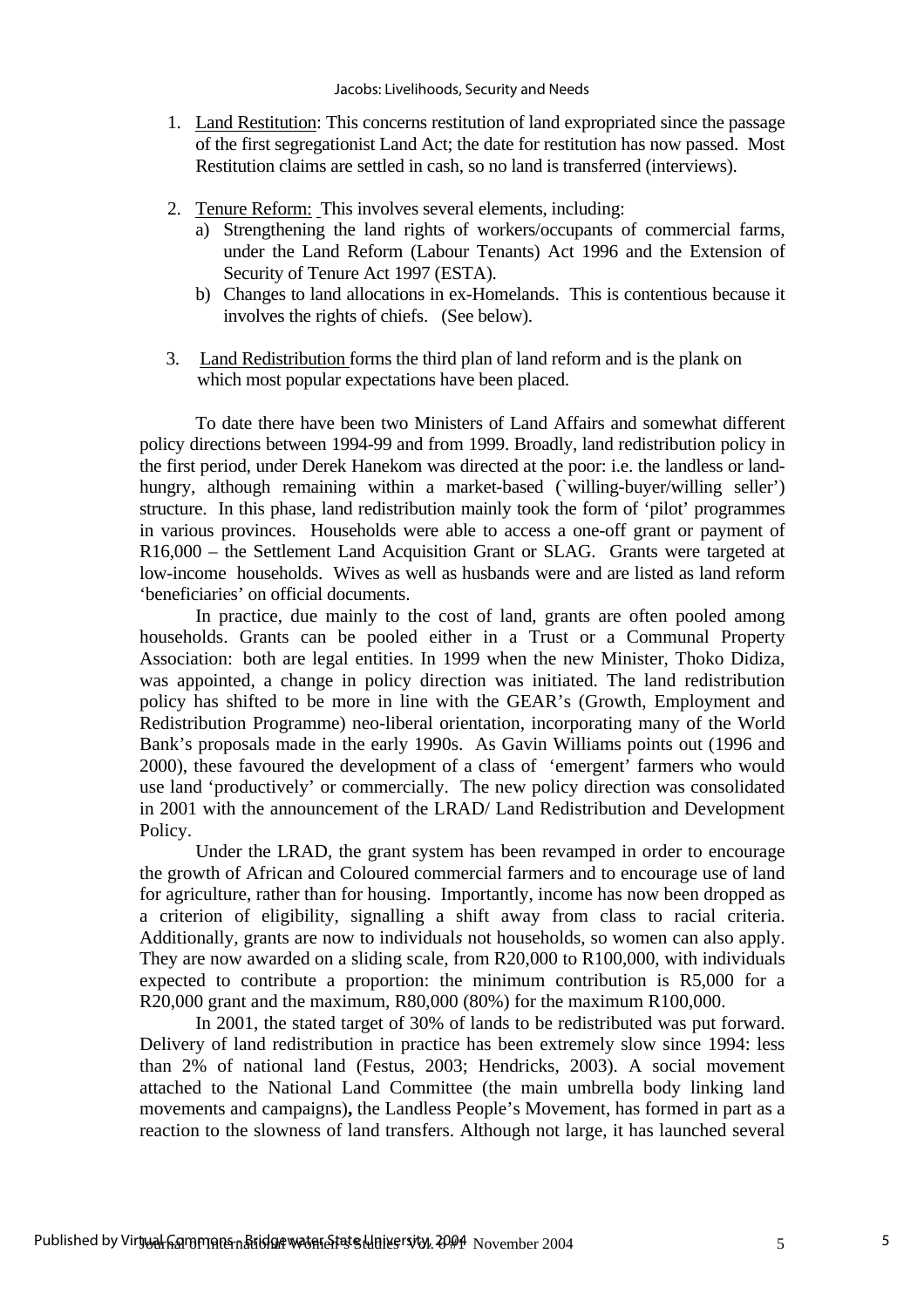1. Land Restitution: This concerns restitution of land expropriated since the passage of the first segregationist Land Act; the date for restitution has now passed. Most Restitution claims are settled in cash, so no land is transferred (interviews).

2. Tenure Reform: This involves several elements, including:
   a) Strengthening the land rights of workers/occupants of commercial farms, under the Land Reform (Labour Tenants) Act 1996 and the Extension of Security of Tenure Act 1997 (ESTA).
   b) Changes to land allocations in ex-Homelands. This is contentious because it involves the rights of chiefs. (See below).

3. Land Redistribution forms the third plan of land reform and is the plank on which most popular expectations have been placed.

To date there have been two Ministers of Land Affairs and somewhat different policy directions between 1994-99 and from 1999. Broadly, land redistribution policy in the first period, under Derek Hanekom was directed at the poor: i.e. the landless or land-hungry, although remaining within a market-based (`willing-buyer/willing seller') structure. In this phase, land redistribution mainly took the form of 'pilot' programmes in various provinces. Households were able to access a one-off grant or payment of R16,000 – the Settlement Land Acquisition Grant or SLAG. Grants were targeted at low-income households. Wives as well as husbands were and are listed as land reform 'beneficiaries' on official documents.

In practice, due mainly to the cost of land, grants are often pooled among households. Grants can be pooled either in a Trust or a Communal Property Association: both are legal entities. In 1999 when the new Minister, Thoko Didiza, was appointed, a change in policy direction was initiated. The land redistribution policy has shifted to be more in line with the GEAR's (Growth, Employment and Redistribution Programme) neo-liberal orientation, incorporating many of the World Bank's proposals made in the early 1990s. As Gavin Williams points out (1996 and 2000), these favoured the development of a class of 'emergent' farmers who would use land 'productively' or commercially. The new policy direction was consolidated in 2001 with the announcement of the LRAD/ Land Redistribution and Development Policy.

Under the LRAD, the grant system has been revamped in order to encourage the growth of African and Coloured commercial farmers and to encourage use of land for agriculture, rather than for housing. Importantly, income has now been dropped as a criterion of eligibility, signalling a shift away from class to racial criteria. Additionally, grants are now to individual*s* not households, so women can also apply. They are now awarded on a sliding scale, from R20,000 to R100,000, with individuals expected to contribute a proportion: the minimum contribution is R5,000 for a R20,000 grant and the maximum, R80,000 (80%) for the maximum R100,000.

In 2001, the stated target of 30% of lands to be redistributed was put forward. Delivery of land redistribution in practice has been extremely slow since 1994: less than 2% of national land (Festus, 2003; Hendricks, 2003). A social movement attached to the National Land Committee (the main umbrella body linking land movements and campaigns)**,** the Landless People's Movement, has formed in part as a reaction to the slowness of land transfers. Although not large, it has launched several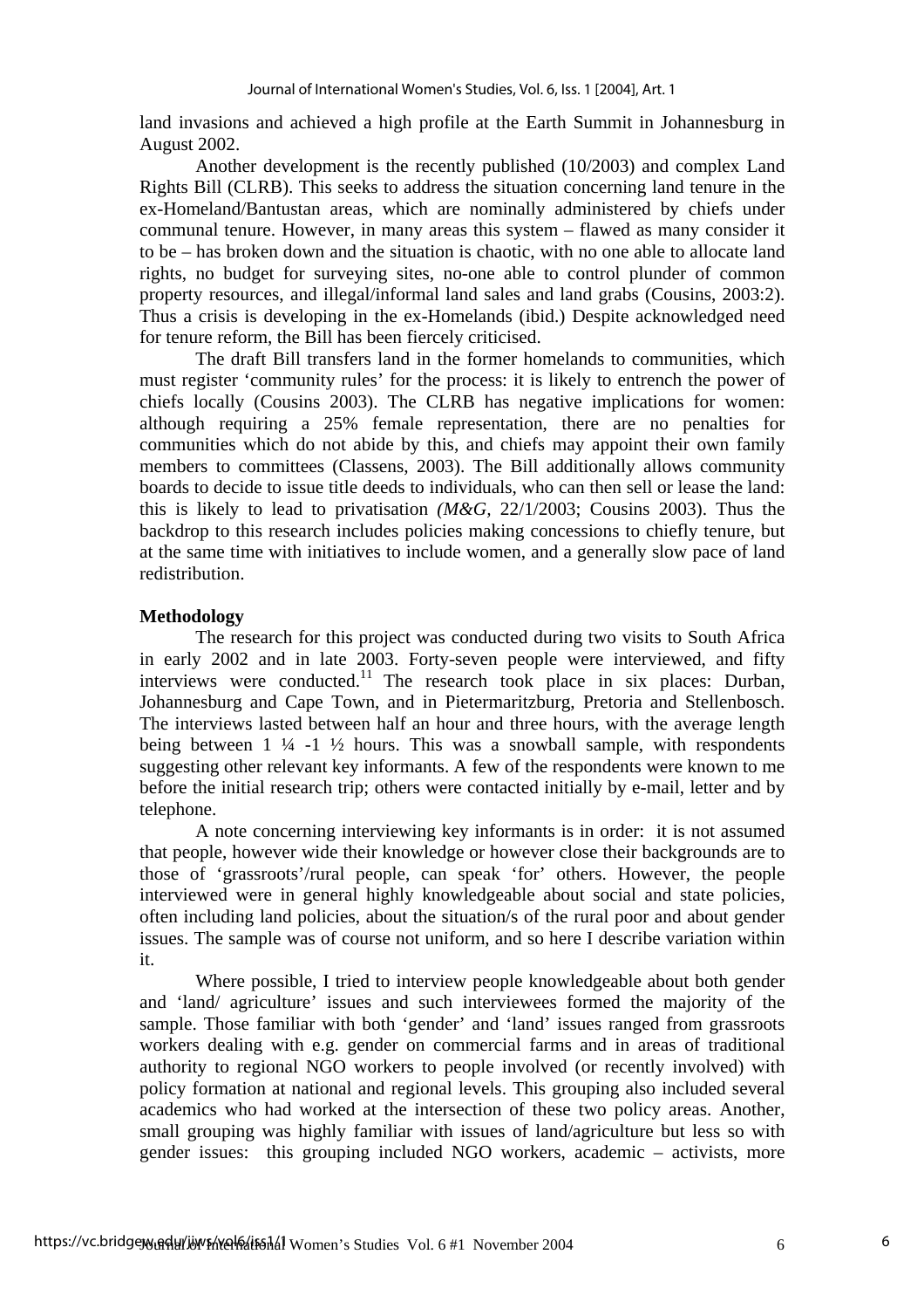land invasions and achieved a high profile at the Earth Summit in Johannesburg in August 2002.

Another development is the recently published (10/2003) and complex Land Rights Bill (CLRB). This seeks to address the situation concerning land tenure in the ex-Homeland/Bantustan areas, which are nominally administered by chiefs under communal tenure. However, in many areas this system – flawed as many consider it to be – has broken down and the situation is chaotic, with no one able to allocate land rights, no budget for surveying sites, no-one able to control plunder of common property resources, and illegal/informal land sales and land grabs (Cousins, 2003:2). Thus a crisis is developing in the ex-Homelands (ibid.) Despite acknowledged need for tenure reform, the Bill has been fiercely criticised.

The draft Bill transfers land in the former homelands to communities, which must register 'community rules' for the process: it is likely to entrench the power of chiefs locally (Cousins 2003). The CLRB has negative implications for women: although requiring a 25% female representation, there are no penalties for communities which do not abide by this, and chiefs may appoint their own family members to committees (Classens, 2003). The Bill additionally allows community boards to decide to issue title deeds to individuals, who can then sell or lease the land: this is likely to lead to privatisation *(M&G,* 22/1/2003; Cousins 2003). Thus the backdrop to this research includes policies making concessions to chiefly tenure, but at the same time with initiatives to include women, and a generally slow pace of land redistribution.

**Methodology**

The research for this project was conducted during two visits to South Africa in early 2002 and in late 2003. Forty-seven people were interviewed, and fifty interviews were conducted.[11] The research took place in six places: Durban, Johannesburg and Cape Town, and in Pietermaritzburg, Pretoria and Stellenbosch. The interviews lasted between half an hour and three hours, with the average length being between 1 ¼ -1 ½ hours. This was a snowball sample, with respondents suggesting other relevant key informants. A few of the respondents were known to me before the initial research trip; others were contacted initially by e-mail, letter and by telephone.

A note concerning interviewing key informants is in order: it is not assumed that people, however wide their knowledge or however close their backgrounds are to those of 'grassroots'/rural people, can speak 'for' others. However, the people interviewed were in general highly knowledgeable about social and state policies, often including land policies, about the situation/s of the rural poor and about gender issues. The sample was of course not uniform, and so here I describe variation within it.

Where possible, I tried to interview people knowledgeable about both gender and 'land/ agriculture' issues and such interviewees formed the majority of the sample. Those familiar with both 'gender' and 'land' issues ranged from grassroots workers dealing with e.g. gender on commercial farms and in areas of traditional authority to regional NGO workers to people involved (or recently involved) with policy formation at national and regional levels. This grouping also included several academics who had worked at the intersection of these two policy areas. Another, small grouping was highly familiar with issues of land/agriculture but less so with gender issues: this grouping included NGO workers, academic – activists, more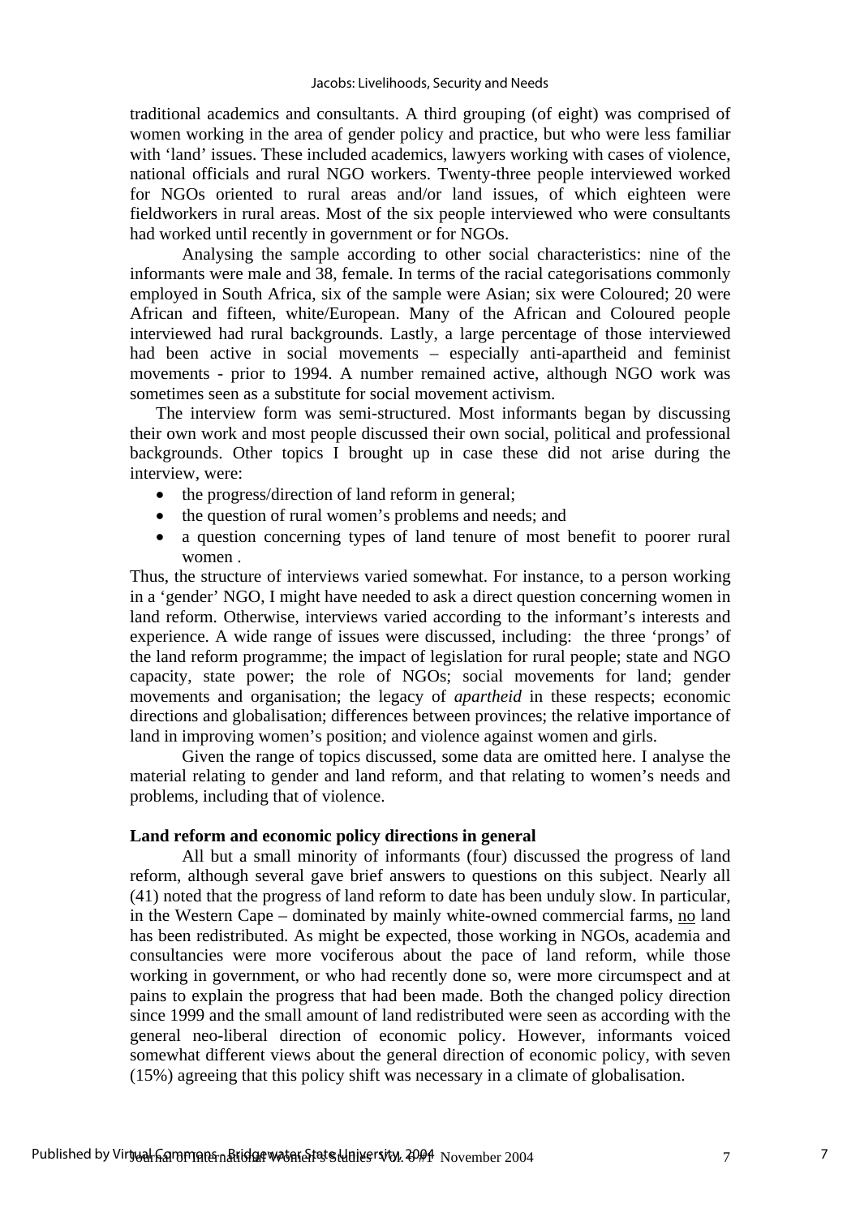traditional academics and consultants. A third grouping (of eight) was comprised of women working in the area of gender policy and practice, but who were less familiar with 'land' issues. These included academics, lawyers working with cases of violence, national officials and rural NGO workers. Twenty-three people interviewed worked for NGOs oriented to rural areas and/or land issues, of which eighteen were fieldworkers in rural areas. Most of the six people interviewed who were consultants had worked until recently in government or for NGOs.

Analysing the sample according to other social characteristics: nine of the informants were male and 38, female. In terms of the racial categorisations commonly employed in South Africa, six of the sample were Asian; six were Coloured; 20 were African and fifteen, white/European. Many of the African and Coloured people interviewed had rural backgrounds. Lastly, a large percentage of those interviewed had been active in social movements – especially anti-apartheid and feminist movements - prior to 1994. A number remained active, although NGO work was sometimes seen as a substitute for social movement activism.

The interview form was semi-structured. Most informants began by discussing their own work and most people discussed their own social, political and professional backgrounds. Other topics I brought up in case these did not arise during the interview, were:

- the progress/direction of land reform in general;
- the question of rural women's problems and needs; and
- a question concerning types of land tenure of most benefit to poorer rural women .

Thus, the structure of interviews varied somewhat. For instance, to a person working in a 'gender' NGO, I might have needed to ask a direct question concerning women in land reform. Otherwise, interviews varied according to the informant's interests and experience. A wide range of issues were discussed, including: the three 'prongs' of the land reform programme; the impact of legislation for rural people; state and NGO capacity, state power; the role of NGOs; social movements for land; gender movements and organisation; the legacy of *apartheid* in these respects; economic directions and globalisation; differences between provinces; the relative importance of land in improving women's position; and violence against women and girls.

Given the range of topics discussed, some data are omitted here. I analyse the material relating to gender and land reform, and that relating to women's needs and problems, including that of violence.

**Land reform and economic policy directions in general**

All but a small minority of informants (four) discussed the progress of land reform, although several gave brief answers to questions on this subject. Nearly all (41) noted that the progress of land reform to date has been unduly slow. In particular, in the Western Cape – dominated by mainly white-owned commercial farms, no land has been redistributed. As might be expected, those working in NGOs, academia and consultancies were more vociferous about the pace of land reform, while those working in government, or who had recently done so, were more circumspect and at pains to explain the progress that had been made. Both the changed policy direction since 1999 and the small amount of land redistributed were seen as according with the general neo-liberal direction of economic policy. However, informants voiced somewhat different views about the general direction of economic policy, with seven (15%) agreeing that this policy shift was necessary in a climate of globalisation.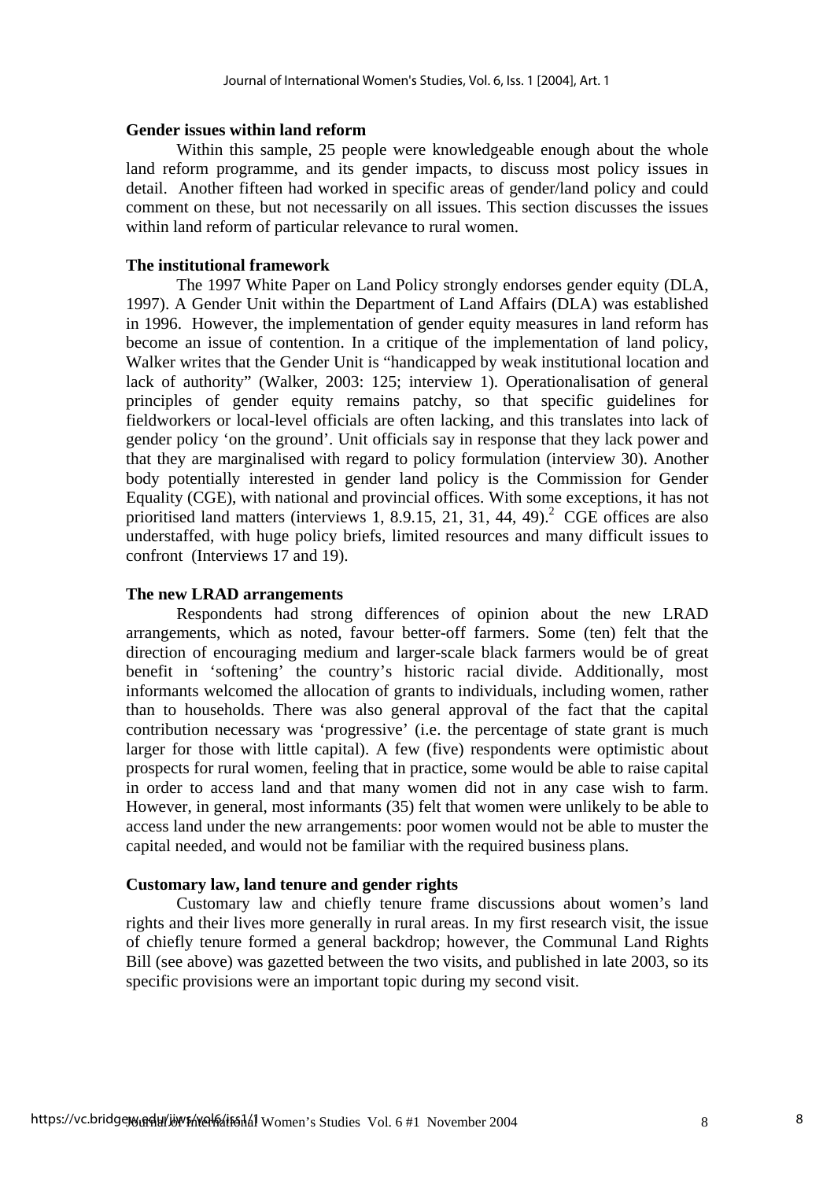**Gender issues within land reform**

Within this sample, 25 people were knowledgeable enough about the whole land reform programme, and its gender impacts, to discuss most policy issues in detail. Another fifteen had worked in specific areas of gender/land policy and could comment on these, but not necessarily on all issues. This section discusses the issues within land reform of particular relevance to rural women.

**The institutional framework**

The 1997 White Paper on Land Policy strongly endorses gender equity (DLA, 1997). A Gender Unit within the Department of Land Affairs (DLA) was established in 1996. However, the implementation of gender equity measures in land reform has become an issue of contention. In a critique of the implementation of land policy, Walker writes that the Gender Unit is "handicapped by weak institutional location and lack of authority" (Walker, 2003: 125; interview 1). Operationalisation of general principles of gender equity remains patchy, so that specific guidelines for fieldworkers or local-level officials are often lacking, and this translates into lack of gender policy 'on the ground'. Unit officials say in response that they lack power and that they are marginalised with regard to policy formulation (interview 30). Another body potentially interested in gender land policy is the Commission for Gender Equality (CGE), with national and provincial offices. With some exceptions, it has not prioritised land matters (interviews 1, 8.9.15, 21, 31, 44, 49).[2] CGE offices are also understaffed, with huge policy briefs, limited resources and many difficult issues to confront (Interviews 17 and 19).

**The new LRAD arrangements**

Respondents had strong differences of opinion about the new LRAD arrangements, which as noted, favour better-off farmers. Some (ten) felt that the direction of encouraging medium and larger-scale black farmers would be of great benefit in 'softening' the country's historic racial divide. Additionally, most informants welcomed the allocation of grants to individuals, including women, rather than to households. There was also general approval of the fact that the capital contribution necessary was 'progressive' (i.e. the percentage of state grant is much larger for those with little capital). A few (five) respondents were optimistic about prospects for rural women, feeling that in practice, some would be able to raise capital in order to access land and that many women did not in any case wish to farm. However, in general, most informants (35) felt that women were unlikely to be able to access land under the new arrangements: poor women would not be able to muster the capital needed, and would not be familiar with the required business plans.

**Customary law, land tenure and gender rights**

Customary law and chiefly tenure frame discussions about women's land rights and their lives more generally in rural areas. In my first research visit, the issue of chiefly tenure formed a general backdrop; however, the Communal Land Rights Bill (see above) was gazetted between the two visits, and published in late 2003, so its specific provisions were an important topic during my second visit.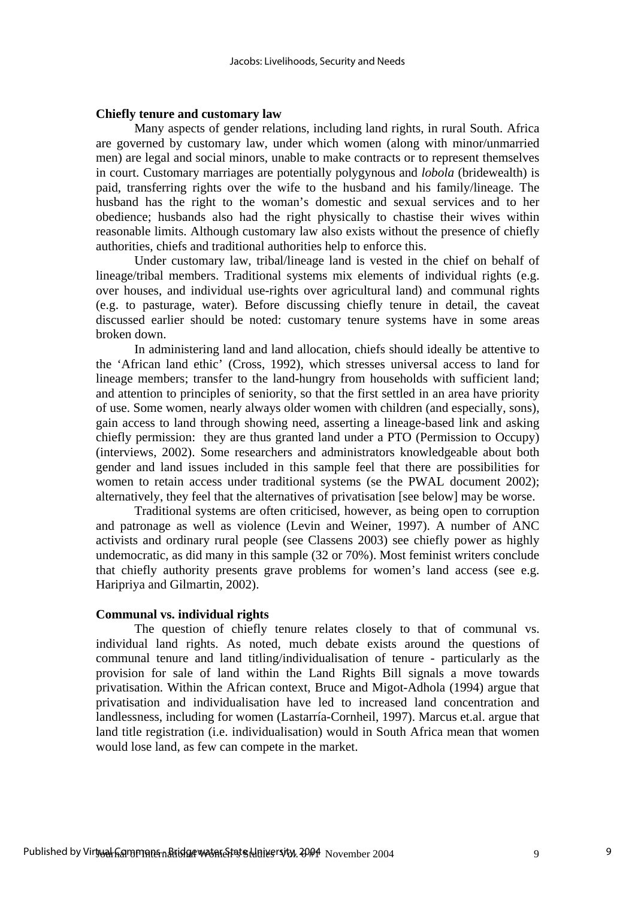**Chiefly tenure and customary law**

Many aspects of gender relations, including land rights, in rural South. Africa are governed by customary law, under which women (along with minor/unmarried men) are legal and social minors, unable to make contracts or to represent themselves in court. Customary marriages are potentially polygynous and *lobola* (bridewealth) is paid, transferring rights over the wife to the husband and his family/lineage. The husband has the right to the woman's domestic and sexual services and to her obedience; husbands also had the right physically to chastise their wives within reasonable limits. Although customary law also exists without the presence of chiefly authorities, chiefs and traditional authorities help to enforce this.

Under customary law, tribal/lineage land is vested in the chief on behalf of lineage/tribal members. Traditional systems mix elements of individual rights (e.g. over houses, and individual use-rights over agricultural land) and communal rights (e.g. to pasturage, water). Before discussing chiefly tenure in detail, the caveat discussed earlier should be noted: customary tenure systems have in some areas broken down.

In administering land and land allocation, chiefs should ideally be attentive to the 'African land ethic' (Cross, 1992), which stresses universal access to land for lineage members; transfer to the land-hungry from households with sufficient land; and attention to principles of seniority, so that the first settled in an area have priority of use. Some women, nearly always older women with children (and especially, sons), gain access to land through showing need, asserting a lineage-based link and asking chiefly permission: they are thus granted land under a PTO (Permission to Occupy) (interviews, 2002). Some researchers and administrators knowledgeable about both gender and land issues included in this sample feel that there are possibilities for women to retain access under traditional systems (se the PWAL document 2002); alternatively, they feel that the alternatives of privatisation [see below] may be worse.

Traditional systems are often criticised, however, as being open to corruption and patronage as well as violence (Levin and Weiner, 1997). A number of ANC activists and ordinary rural people (see Classens 2003) see chiefly power as highly undemocratic, as did many in this sample (32 or 70%). Most feminist writers conclude that chiefly authority presents grave problems for women's land access (see e.g. Haripriya and Gilmartin, 2002).

**Communal vs. individual rights**

The question of chiefly tenure relates closely to that of communal vs. individual land rights. As noted, much debate exists around the questions of communal tenure and land titling/individualisation of tenure - particularly as the provision for sale of land within the Land Rights Bill signals a move towards privatisation. Within the African context, Bruce and Migot-Adhola (1994) argue that privatisation and individualisation have led to increased land concentration and landlessness, including for women (Lastarría-Cornheil, 1997). Marcus et.al. argue that land title registration (i.e. individualisation) would in South Africa mean that women would lose land, as few can compete in the market.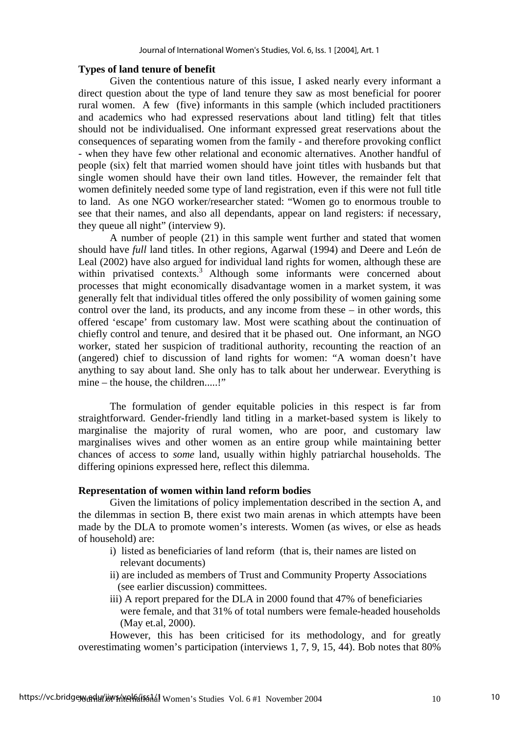### Types of land tenure of benefit

Given the contentious nature of this issue, I asked nearly every informant a direct question about the type of land tenure they saw as most beneficial for poorer rural women. A few (five) informants in this sample (which included practitioners and academics who had expressed reservations about land titling) felt that titles should not be individualised. One informant expressed great reservations about the consequences of separating women from the family - and therefore provoking conflict - when they have few other relational and economic alternatives. Another handful of people (six) felt that married women should have joint titles with husbands but that single women should have their own land titles. However, the remainder felt that women definitely needed some type of land registration, even if this were not full title to land. As one NGO worker/researcher stated: "Women go to enormous trouble to see that their names, and also all dependants, appear on land registers: if necessary, they queue all night" (interview 9).

A number of people (21) in this sample went further and stated that women should have *full* land titles. In other regions, Agarwal (1994) and Deere and León de Leal (2002) have also argued for individual land rights for women, although these are within privatised contexts.[3] Although some informants were concerned about processes that might economically disadvantage women in a market system, it was generally felt that individual titles offered the only possibility of women gaining some control over the land, its products, and any income from these – in other words, this offered 'escape' from customary law. Most were scathing about the continuation of chiefly control and tenure, and desired that it be phased out. One informant, an NGO worker, stated her suspicion of traditional authority, recounting the reaction of an (angered) chief to discussion of land rights for women: "A woman doesn't have anything to say about land. She only has to talk about her underwear. Everything is mine – the house, the children.....!"

The formulation of gender equitable policies in this respect is far from straightforward. Gender-friendly land titling in a market-based system is likely to marginalise the majority of rural women, who are poor, and customary law marginalises wives and other women as an entire group while maintaining better chances of access to *some* land, usually within highly patriarchal households. The differing opinions expressed here, reflect this dilemma.

### Representation of women within land reform bodies

Given the limitations of policy implementation described in the section A, and the dilemmas in section B, there exist two main arenas in which attempts have been made by the DLA to promote women's interests. Women (as wives, or else as heads of household) are:

i) listed as beneficiaries of land reform (that is, their names are listed on relevant documents)

ii) are included as members of Trust and Community Property Associations (see earlier discussion) committees.

iii) A report prepared for the DLA in 2000 found that 47% of beneficiaries were female, and that 31% of total numbers were female-headed households (May et.al, 2000).

However, this has been criticised for its methodology, and for greatly overestimating women's participation (interviews 1, 7, 9, 15, 44). Bob notes that 80%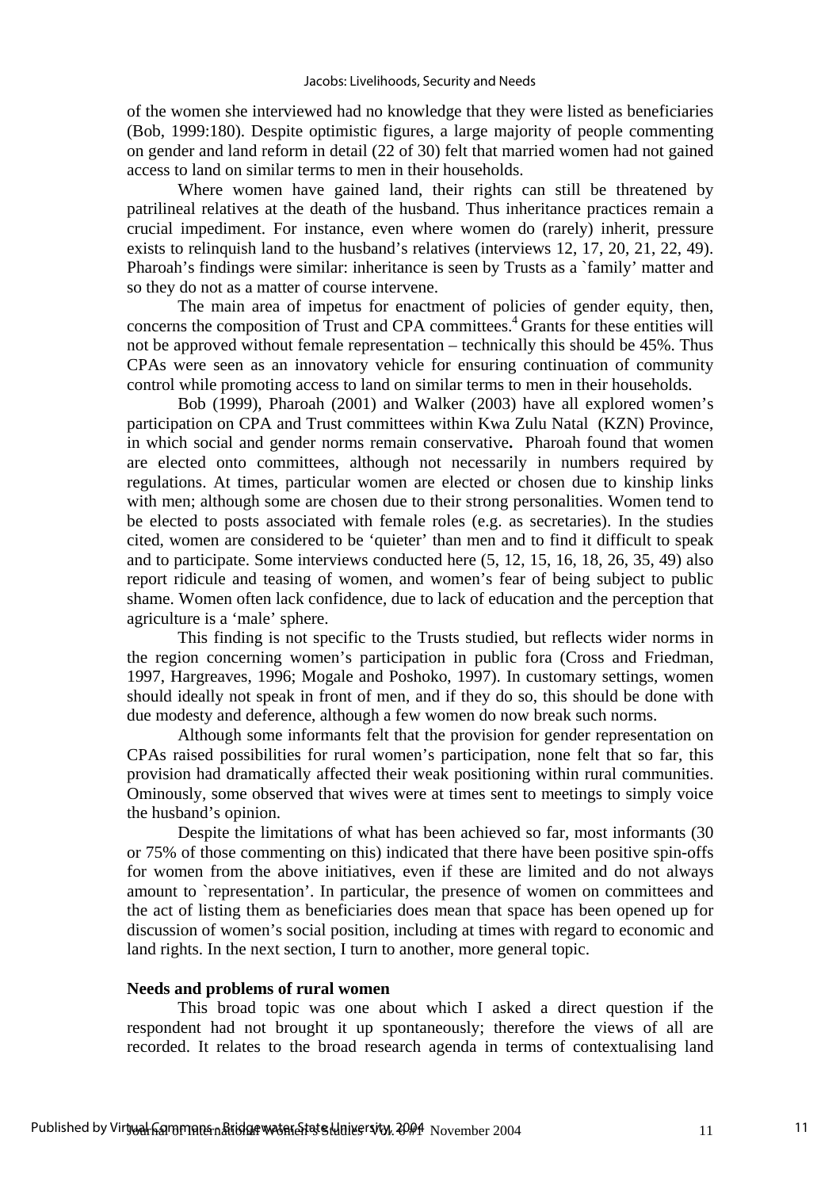of the women she interviewed had no knowledge that they were listed as beneficiaries (Bob, 1999:180). Despite optimistic figures, a large majority of people commenting on gender and land reform in detail (22 of 30) felt that married women had not gained access to land on similar terms to men in their households.

Where women have gained land, their rights can still be threatened by patrilineal relatives at the death of the husband. Thus inheritance practices remain a crucial impediment. For instance, even where women do (rarely) inherit, pressure exists to relinquish land to the husband's relatives (interviews 12, 17, 20, 21, 22, 49). Pharoah's findings were similar: inheritance is seen by Trusts as a `family' matter and so they do not as a matter of course intervene.

The main area of impetus for enactment of policies of gender equity, then, concerns the composition of Trust and CPA committees.[4] Grants for these entities will not be approved without female representation – technically this should be 45%. Thus CPAs were seen as an innovatory vehicle for ensuring continuation of community control while promoting access to land on similar terms to men in their households.

Bob (1999), Pharoah (2001) and Walker (2003) have all explored women's participation on CPA and Trust committees within Kwa Zulu Natal (KZN) Province, in which social and gender norms remain conservative**.** Pharoah found that women are elected onto committees, although not necessarily in numbers required by regulations. At times, particular women are elected or chosen due to kinship links with men; although some are chosen due to their strong personalities. Women tend to be elected to posts associated with female roles (e.g. as secretaries). In the studies cited, women are considered to be 'quieter' than men and to find it difficult to speak and to participate. Some interviews conducted here (5, 12, 15, 16, 18, 26, 35, 49) also report ridicule and teasing of women, and women's fear of being subject to public shame. Women often lack confidence, due to lack of education and the perception that agriculture is a 'male' sphere.

This finding is not specific to the Trusts studied, but reflects wider norms in the region concerning women's participation in public fora (Cross and Friedman, 1997, Hargreaves, 1996; Mogale and Poshoko, 1997). In customary settings, women should ideally not speak in front of men, and if they do so, this should be done with due modesty and deference, although a few women do now break such norms.

Although some informants felt that the provision for gender representation on CPAs raised possibilities for rural women's participation, none felt that so far, this provision had dramatically affected their weak positioning within rural communities. Ominously, some observed that wives were at times sent to meetings to simply voice the husband's opinion.

Despite the limitations of what has been achieved so far, most informants (30 or 75% of those commenting on this) indicated that there have been positive spin-offs for women from the above initiatives, even if these are limited and do not always amount to `representation'. In particular, the presence of women on committees and the act of listing them as beneficiaries does mean that space has been opened up for discussion of women's social position, including at times with regard to economic and land rights. In the next section, I turn to another, more general topic.

## Needs and problems of rural women

This broad topic was one about which I asked a direct question if the respondent had not brought it up spontaneously; therefore the views of all are recorded. It relates to the broad research agenda in terms of contextualising land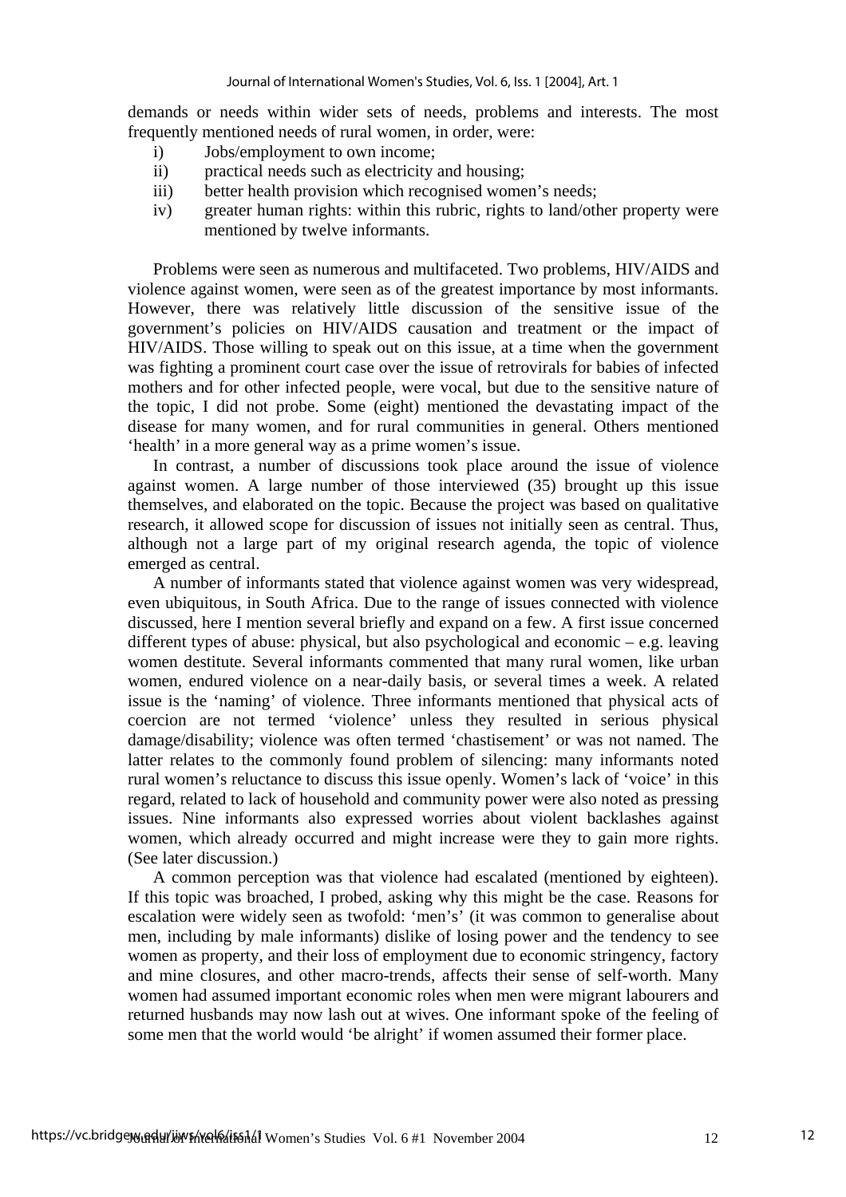demands or needs within wider sets of needs, problems and interests. The most frequently mentioned needs of rural women, in order, were:

i) Jobs/employment to own income;
ii) practical needs such as electricity and housing;
iii) better health provision which recognised women's needs;
iv) greater human rights: within this rubric, rights to land/other property were mentioned by twelve informants.

Problems were seen as numerous and multifaceted. Two problems, HIV/AIDS and violence against women, were seen as of the greatest importance by most informants. However, there was relatively little discussion of the sensitive issue of the government's policies on HIV/AIDS causation and treatment or the impact of HIV/AIDS. Those willing to speak out on this issue, at a time when the government was fighting a prominent court case over the issue of retrovirals for babies of infected mothers and for other infected people, were vocal, but due to the sensitive nature of the topic, I did not probe. Some (eight) mentioned the devastating impact of the disease for many women, and for rural communities in general. Others mentioned 'health' in a more general way as a prime women's issue.

In contrast, a number of discussions took place around the issue of violence against women. A large number of those interviewed (35) brought up this issue themselves, and elaborated on the topic. Because the project was based on qualitative research, it allowed scope for discussion of issues not initially seen as central. Thus, although not a large part of my original research agenda, the topic of violence emerged as central.

A number of informants stated that violence against women was very widespread, even ubiquitous, in South Africa. Due to the range of issues connected with violence discussed, here I mention several briefly and expand on a few. A first issue concerned different types of abuse: physical, but also psychological and economic – e.g. leaving women destitute. Several informants commented that many rural women, like urban women, endured violence on a near-daily basis, or several times a week. A related issue is the 'naming' of violence. Three informants mentioned that physical acts of coercion are not termed 'violence' unless they resulted in serious physical damage/disability; violence was often termed 'chastisement' or was not named. The latter relates to the commonly found problem of silencing: many informants noted rural women's reluctance to discuss this issue openly. Women's lack of 'voice' in this regard, related to lack of household and community power were also noted as pressing issues. Nine informants also expressed worries about violent backlashes against women, which already occurred and might increase were they to gain more rights. (See later discussion.)

A common perception was that violence had escalated (mentioned by eighteen). If this topic was broached, I probed, asking why this might be the case. Reasons for escalation were widely seen as twofold: 'men's' (it was common to generalise about men, including by male informants) dislike of losing power and the tendency to see women as property, and their loss of employment due to economic stringency, factory and mine closures, and other macro-trends, affects their sense of self-worth. Many women had assumed important economic roles when men were migrant labourers and returned husbands may now lash out at wives. One informant spoke of the feeling of some men that the world would 'be alright' if women assumed their former place.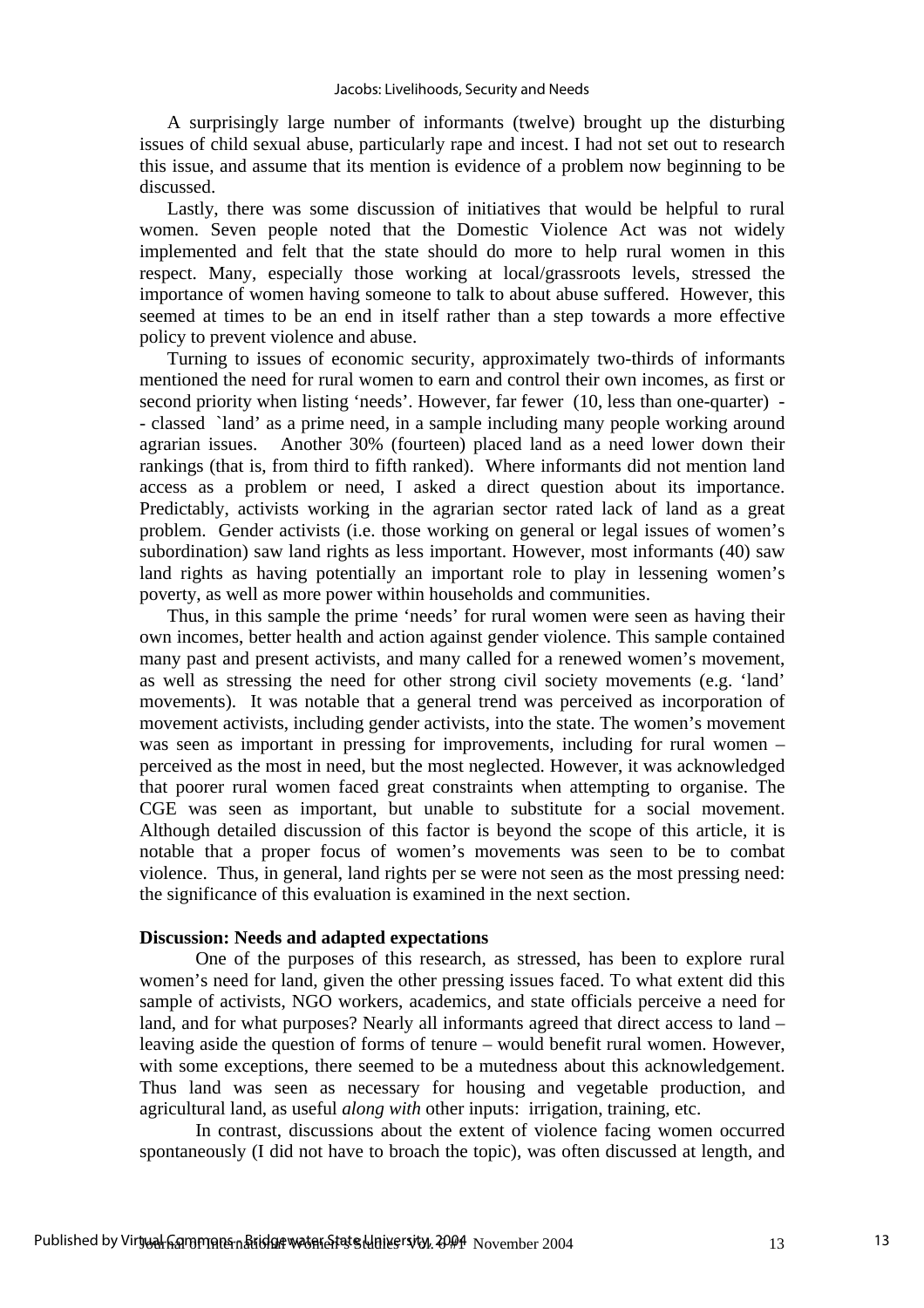A surprisingly large number of informants (twelve) brought up the disturbing issues of child sexual abuse, particularly rape and incest. I had not set out to research this issue, and assume that its mention is evidence of a problem now beginning to be discussed.

Lastly, there was some discussion of initiatives that would be helpful to rural women. Seven people noted that the Domestic Violence Act was not widely implemented and felt that the state should do more to help rural women in this respect. Many, especially those working at local/grassroots levels, stressed the importance of women having someone to talk to about abuse suffered. However, this seemed at times to be an end in itself rather than a step towards a more effective policy to prevent violence and abuse.

Turning to issues of economic security, approximately two-thirds of informants mentioned the need for rural women to earn and control their own incomes, as first or second priority when listing 'needs'. However, far fewer (10, less than one-quarter) -- classed `land' as a prime need, in a sample including many people working around agrarian issues. Another 30% (fourteen) placed land as a need lower down their rankings (that is, from third to fifth ranked). Where informants did not mention land access as a problem or need, I asked a direct question about its importance. Predictably, activists working in the agrarian sector rated lack of land as a great problem. Gender activists (i.e. those working on general or legal issues of women's subordination) saw land rights as less important. However, most informants (40) saw land rights as having potentially an important role to play in lessening women's poverty, as well as more power within households and communities.

Thus, in this sample the prime 'needs' for rural women were seen as having their own incomes, better health and action against gender violence. This sample contained many past and present activists, and many called for a renewed women's movement, as well as stressing the need for other strong civil society movements (e.g. 'land' movements). It was notable that a general trend was perceived as incorporation of movement activists, including gender activists, into the state. The women's movement was seen as important in pressing for improvements, including for rural women – perceived as the most in need, but the most neglected. However, it was acknowledged that poorer rural women faced great constraints when attempting to organise. The CGE was seen as important, but unable to substitute for a social movement. Although detailed discussion of this factor is beyond the scope of this article, it is notable that a proper focus of women's movements was seen to be to combat violence. Thus, in general, land rights per se were not seen as the most pressing need: the significance of this evaluation is examined in the next section.

**Discussion: Needs and adapted expectations**

One of the purposes of this research, as stressed, has been to explore rural women's need for land, given the other pressing issues faced. To what extent did this sample of activists, NGO workers, academics, and state officials perceive a need for land, and for what purposes? Nearly all informants agreed that direct access to land – leaving aside the question of forms of tenure – would benefit rural women. However, with some exceptions, there seemed to be a mutedness about this acknowledgement. Thus land was seen as necessary for housing and vegetable production, and agricultural land, as useful *along with* other inputs: irrigation, training, etc.

In contrast, discussions about the extent of violence facing women occurred spontaneously (I did not have to broach the topic), was often discussed at length, and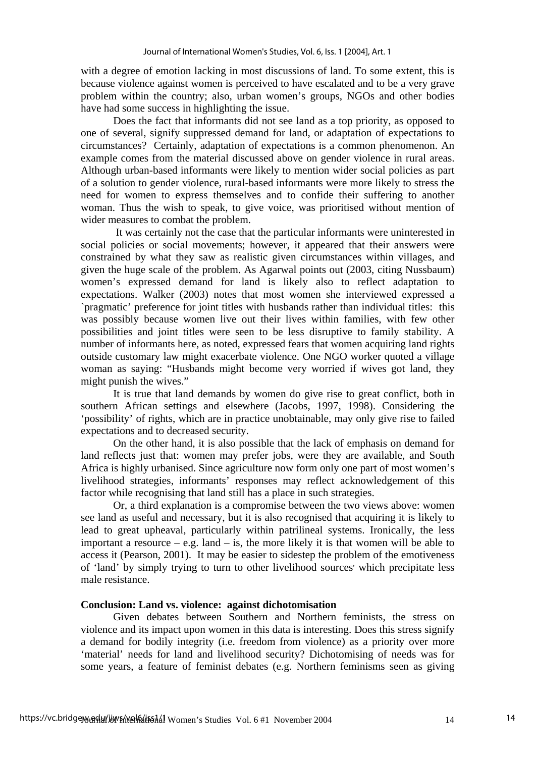with a degree of emotion lacking in most discussions of land. To some extent, this is because violence against women is perceived to have escalated and to be a very grave problem within the country; also, urban women's groups, NGOs and other bodies have had some success in highlighting the issue.

Does the fact that informants did not see land as a top priority, as opposed to one of several, signify suppressed demand for land, or adaptation of expectations to circumstances? Certainly, adaptation of expectations is a common phenomenon. An example comes from the material discussed above on gender violence in rural areas. Although urban-based informants were likely to mention wider social policies as part of a solution to gender violence, rural-based informants were more likely to stress the need for women to express themselves and to confide their suffering to another woman. Thus the wish to speak, to give voice, was prioritised without mention of wider measures to combat the problem.

It was certainly not the case that the particular informants were uninterested in social policies or social movements; however, it appeared that their answers were constrained by what they saw as realistic given circumstances within villages, and given the huge scale of the problem. As Agarwal points out (2003, citing Nussbaum) women's expressed demand for land is likely also to reflect adaptation to expectations. Walker (2003) notes that most women she interviewed expressed a `pragmatic' preference for joint titles with husbands rather than individual titles: this was possibly because women live out their lives within families, with few other possibilities and joint titles were seen to be less disruptive to family stability. A number of informants here, as noted, expressed fears that women acquiring land rights outside customary law might exacerbate violence. One NGO worker quoted a village woman as saying: "Husbands might become very worried if wives got land, they might punish the wives."

It is true that land demands by women do give rise to great conflict, both in southern African settings and elsewhere (Jacobs, 1997, 1998). Considering the 'possibility' of rights, which are in practice unobtainable, may only give rise to failed expectations and to decreased security.

On the other hand, it is also possible that the lack of emphasis on demand for land reflects just that: women may prefer jobs, were they are available, and South Africa is highly urbanised. Since agriculture now form only one part of most women's livelihood strategies, informants' responses may reflect acknowledgement of this factor while recognising that land still has a place in such strategies.

Or, a third explanation is a compromise between the two views above: women see land as useful and necessary, but it is also recognised that acquiring it is likely to lead to great upheaval, particularly within patrilineal systems. Ironically, the less important a resource – e.g. land – is, the more likely it is that women will be able to access it (Pearson, 2001). It may be easier to sidestep the problem of the emotiveness of 'land' by simply trying to turn to other livelihood sources' which precipitate less male resistance.

**Conclusion: Land vs. violence: against dichotomisation**

Given debates between Southern and Northern feminists, the stress on violence and its impact upon women in this data is interesting. Does this stress signify a demand for bodily integrity (i.e. freedom from violence) as a priority over more 'material' needs for land and livelihood security? Dichotomising of needs was for some years, a feature of feminist debates (e.g. Northern feminisms seen as giving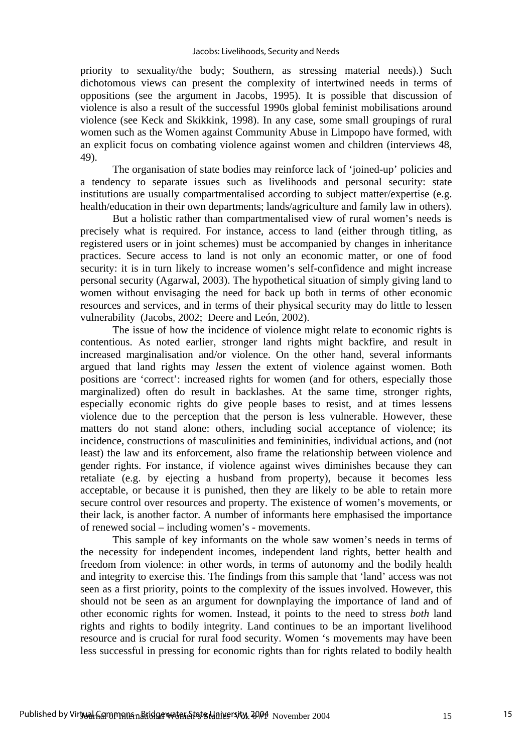priority to sexuality/the body; Southern, as stressing material needs).) Such dichotomous views can present the complexity of intertwined needs in terms of oppositions (see the argument in Jacobs, 1995). It is possible that discussion of violence is also a result of the successful 1990s global feminist mobilisations around violence (see Keck and Skikkink, 1998). In any case, some small groupings of rural women such as the Women against Community Abuse in Limpopo have formed, with an explicit focus on combating violence against women and children (interviews 48, 49).

The organisation of state bodies may reinforce lack of 'joined-up' policies and a tendency to separate issues such as livelihoods and personal security: state institutions are usually compartmentalised according to subject matter/expertise (e.g. health/education in their own departments; lands/agriculture and family law in others).

But a holistic rather than compartmentalised view of rural women's needs is precisely what is required. For instance, access to land (either through titling, as registered users or in joint schemes) must be accompanied by changes in inheritance practices. Secure access to land is not only an economic matter, or one of food security: it is in turn likely to increase women's self-confidence and might increase personal security (Agarwal, 2003). The hypothetical situation of simply giving land to women without envisaging the need for back up both in terms of other economic resources and services, and in terms of their physical security may do little to lessen vulnerability (Jacobs, 2002; Deere and León, 2002).

The issue of how the incidence of violence might relate to economic rights is contentious. As noted earlier, stronger land rights might backfire, and result in increased marginalisation and/or violence. On the other hand, several informants argued that land rights may *lessen* the extent of violence against women. Both positions are 'correct': increased rights for women (and for others, especially those marginalized) often do result in backlashes. At the same time, stronger rights, especially economic rights do give people bases to resist, and at times lessens violence due to the perception that the person is less vulnerable. However, these matters do not stand alone: others, including social acceptance of violence; its incidence, constructions of masculinities and femininities, individual actions, and (not least) the law and its enforcement, also frame the relationship between violence and gender rights. For instance, if violence against wives diminishes because they can retaliate (e.g. by ejecting a husband from property), because it becomes less acceptable, or because it is punished, then they are likely to be able to retain more secure control over resources and property. The existence of women's movements, or their lack, is another factor. A number of informants here emphasised the importance of renewed social – including women's - movements.

This sample of key informants on the whole saw women's needs in terms of the necessity for independent incomes, independent land rights, better health and freedom from violence: in other words, in terms of autonomy and the bodily health and integrity to exercise this. The findings from this sample that 'land' access was not seen as a first priority, points to the complexity of the issues involved. However, this should not be seen as an argument for downplaying the importance of land and of other economic rights for women. Instead, it points to the need to stress *both* land rights and rights to bodily integrity. Land continues to be an important livelihood resource and is crucial for rural food security. Women 's movements may have been less successful in pressing for economic rights than for rights related to bodily health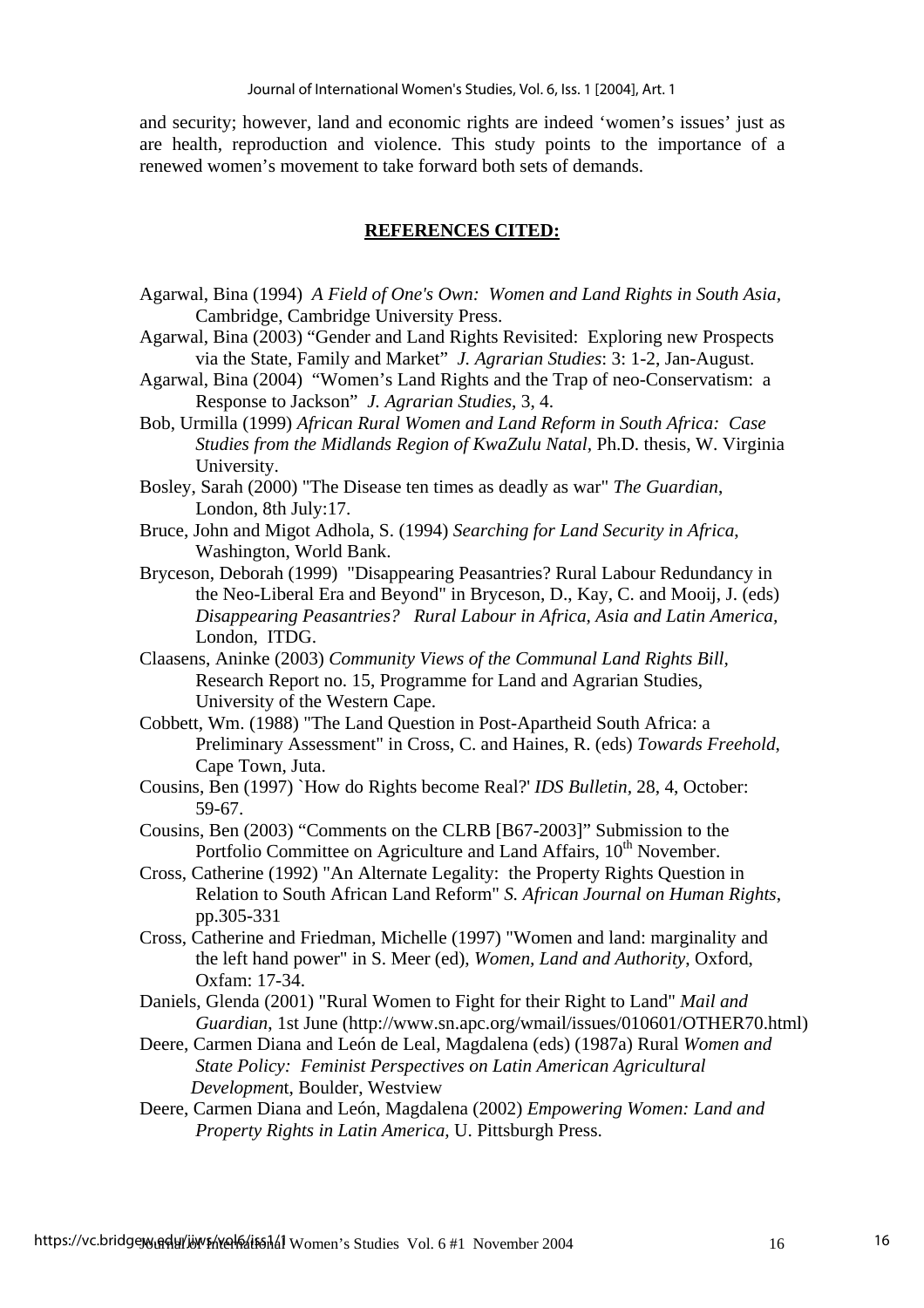and security; however, land and economic rights are indeed 'women's issues' just as are health, reproduction and violence. This study points to the importance of a renewed women's movement to take forward both sets of demands.

## REFERENCES CITED:

Agarwal, Bina (1994) *A Field of One's Own: Women and Land Rights in South Asia,* Cambridge, Cambridge University Press.

Agarwal, Bina (2003) "Gender and Land Rights Revisited: Exploring new Prospects via the State, Family and Market" *J. Agrarian Studies*: 3: 1-2, Jan-August.

Agarwal, Bina (2004) "Women's Land Rights and the Trap of neo-Conservatism: a Response to Jackson" *J. Agrarian Studies*, 3, 4.

Bob, Urmilla (1999) *African Rural Women and Land Reform in South Africa: Case Studies from the Midlands Region of KwaZulu Natal,* Ph.D. thesis, W. Virginia University.

Bosley, Sarah (2000) "The Disease ten times as deadly as war" *The Guardian*, London, 8th July:17.

Bruce, John and Migot Adhola, S. (1994) *Searching for Land Security in Africa*, Washington, World Bank.

Bryceson, Deborah (1999) "Disappearing Peasantries? Rural Labour Redundancy in the Neo-Liberal Era and Beyond" in Bryceson, D., Kay, C. and Mooij, J. (eds) *Disappearing Peasantries? Rural Labour in Africa, Asia and Latin America,* London, ITDG.

Claasens, Aninke (2003) *Community Views of the Communal Land Rights Bill,* Research Report no. 15, Programme for Land and Agrarian Studies, University of the Western Cape.

Cobbett, Wm. (1988) "The Land Question in Post-Apartheid South Africa: a Preliminary Assessment" in Cross, C. and Haines, R. (eds) *Towards Freehold*, Cape Town, Juta.

Cousins, Ben (1997) `How do Rights become Real?' *IDS Bulletin*, 28, 4, October: 59-67.

Cousins, Ben (2003) "Comments on the CLRB [B67-2003]" Submission to the Portfolio Committee on Agriculture and Land Affairs, 10th November.

Cross, Catherine (1992) "An Alternate Legality: the Property Rights Question in Relation to South African Land Reform" *S. African Journal on Human Rights*, pp.305-331

Cross, Catherine and Friedman, Michelle (1997) "Women and land: marginality and the left hand power" in S. Meer (ed), *Women, Land and Authority*, Oxford, Oxfam: 17-34.

Daniels, Glenda (2001) "Rural Women to Fight for their Right to Land" *Mail and Guardian*, 1st June (http://www.sn.apc.org/wmail/issues/010601/OTHER70.html)

Deere, Carmen Diana and León de Leal, Magdalena (eds) (1987a) Rural *Women and State Policy: Feminist Perspectives on Latin American Agricultural Development*, Boulder, Westview

Deere, Carmen Diana and León, Magdalena (2002) *Empowering Women: Land and Property Rights in Latin America,* U. Pittsburgh Press.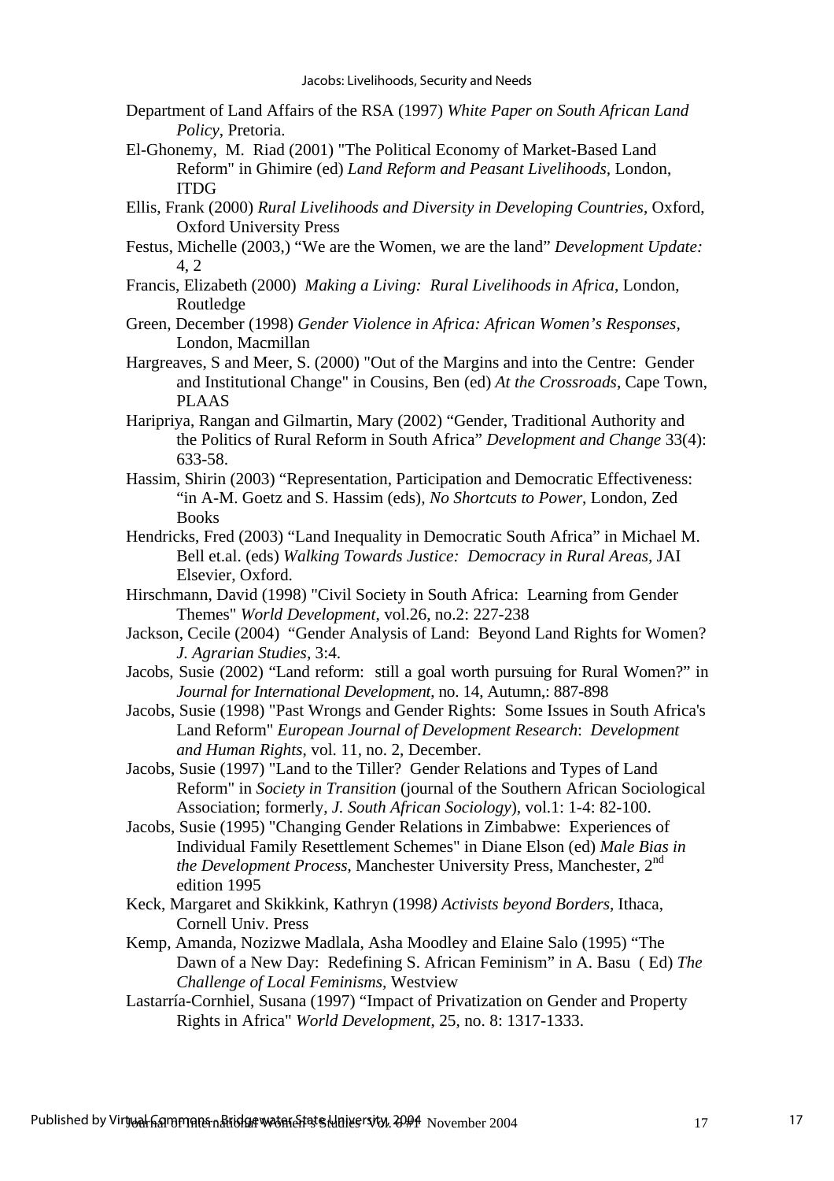Department of Land Affairs of the RSA (1997) *White Paper on South African Land Policy*, Pretoria.

El-Ghonemy, M. Riad (2001) "The Political Economy of Market-Based Land Reform" in Ghimire (ed) *Land Reform and Peasant Livelihoods*, London, ITDG

Ellis, Frank (2000) *Rural Livelihoods and Diversity in Developing Countries*, Oxford, Oxford University Press

Festus, Michelle (2003,) "We are the Women, we are the land" *Development Update:* 4, 2

Francis, Elizabeth (2000) *Making a Living: Rural Livelihoods in Africa*, London, Routledge

Green, December (1998) *Gender Violence in Africa: African Women's Responses*, London, Macmillan

Hargreaves, S and Meer, S. (2000) "Out of the Margins and into the Centre: Gender and Institutional Change" in Cousins, Ben (ed) *At the Crossroads*, Cape Town, PLAAS

Haripriya, Rangan and Gilmartin, Mary (2002) "Gender, Traditional Authority and the Politics of Rural Reform in South Africa" *Development and Change* 33(4): 633-58.

Hassim, Shirin (2003) "Representation, Participation and Democratic Effectiveness: "in A-M. Goetz and S. Hassim (eds), *No Shortcuts to Power*, London, Zed Books

Hendricks, Fred (2003) "Land Inequality in Democratic South Africa" in Michael M. Bell et.al. (eds) *Walking Towards Justice: Democracy in Rural Areas*, JAI Elsevier, Oxford.

Hirschmann, David (1998) "Civil Society in South Africa: Learning from Gender Themes" *World Development*, vol.26, no.2: 227-238

Jackson, Cecile (2004) "Gender Analysis of Land: Beyond Land Rights for Women? *J. Agrarian Studies*, 3:4.

Jacobs, Susie (2002) "Land reform: still a goal worth pursuing for Rural Women?" in *Journal for International Development*, no. 14, Autumn,: 887-898

Jacobs, Susie (1998) "Past Wrongs and Gender Rights: Some Issues in South Africa's Land Reform" *European Journal of Development Research*: *Development and Human Rights*, vol. 11, no. 2, December.

Jacobs, Susie (1997) "Land to the Tiller? Gender Relations and Types of Land Reform" in *Society in Transition* (journal of the Southern African Sociological Association; formerly, *J. South African Sociology*), vol.1: 1-4: 82-100.

Jacobs, Susie (1995) "Changing Gender Relations in Zimbabwe: Experiences of Individual Family Resettlement Schemes" in Diane Elson (ed) *Male Bias in the Development Process*, Manchester University Press, Manchester, 2nd edition 1995

Keck, Margaret and Skikkink, Kathryn (1998*) Activists beyond Borders*, Ithaca, Cornell Univ. Press

Kemp, Amanda, Nozizwe Madlala, Asha Moodley and Elaine Salo (1995) "The Dawn of a New Day: Redefining S. African Feminism" in A. Basu ( Ed) *The Challenge of Local Feminisms*, Westview

Lastarría-Cornhiel, Susana (1997) "Impact of Privatization on Gender and Property Rights in Africa" *World Development*, 25, no. 8: 1317-1333.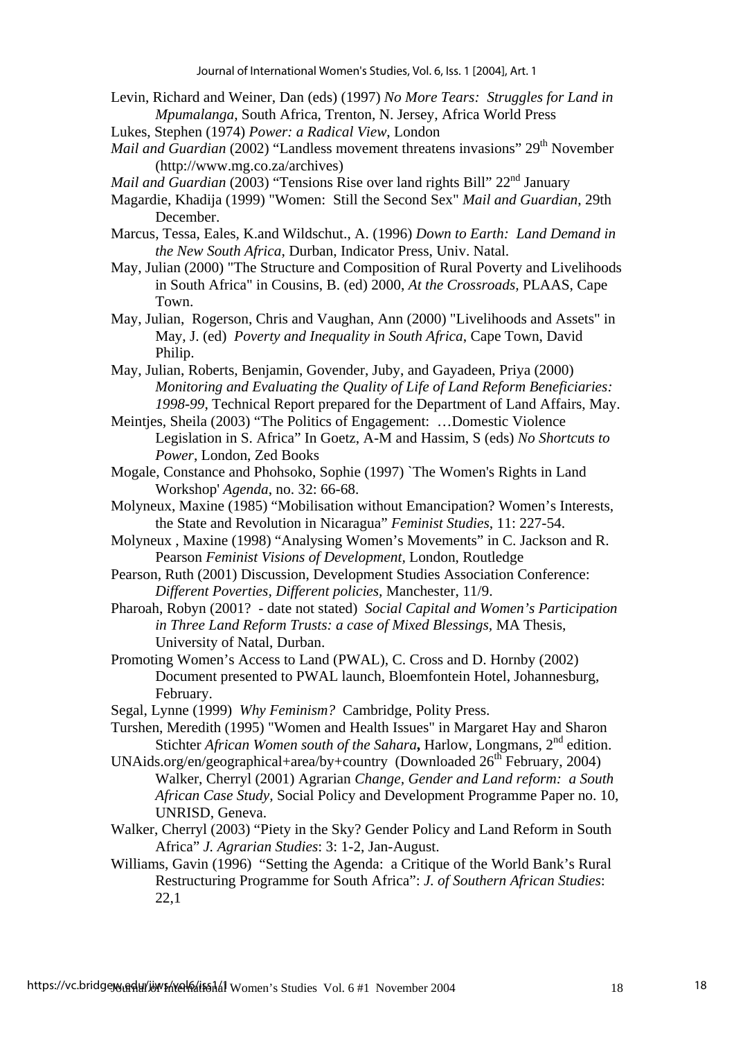Levin, Richard and Weiner, Dan (eds) (1997) *No More Tears: Struggles for Land in Mpumalanga*, South Africa, Trenton, N. Jersey, Africa World Press

Lukes, Stephen (1974) *Power: a Radical View*, London

*Mail and Guardian* (2002) "Landless movement threatens invasions" 29th November (http://www.mg.co.za/archives)

*Mail and Guardian* (2003) "Tensions Rise over land rights Bill" 22nd January

Magardie, Khadija (1999) "Women: Still the Second Sex" *Mail and Guardian*, 29th December.

Marcus, Tessa, Eales, K.and Wildschut., A. (1996) *Down to Earth: Land Demand in the New South Africa*, Durban, Indicator Press, Univ. Natal.

May, Julian (2000) "The Structure and Composition of Rural Poverty and Livelihoods in South Africa" in Cousins, B. (ed) 2000, *At the Crossroads*, PLAAS, Cape Town.

May, Julian, Rogerson, Chris and Vaughan, Ann (2000) "Livelihoods and Assets" in May, J. (ed) *Poverty and Inequality in South Africa*, Cape Town, David Philip.

May, Julian, Roberts, Benjamin, Govender, Juby, and Gayadeen, Priya (2000) *Monitoring and Evaluating the Quality of Life of Land Reform Beneficiaries: 1998-99*, Technical Report prepared for the Department of Land Affairs, May.

Meintjes, Sheila (2003) "The Politics of Engagement: …Domestic Violence Legislation in S. Africa" In Goetz, A-M and Hassim, S (eds) *No Shortcuts to Power*, London, Zed Books

Mogale, Constance and Phohsoko, Sophie (1997) `The Women's Rights in Land Workshop' *Agenda*, no. 32: 66-68.

Molyneux, Maxine (1985) "Mobilisation without Emancipation? Women's Interests, the State and Revolution in Nicaragua" *Feminist Studies*, 11: 227-54.

Molyneux , Maxine (1998) "Analysing Women's Movements" in C. Jackson and R. Pearson *Feminist Visions of Development*, London, Routledge

Pearson, Ruth (2001) Discussion, Development Studies Association Conference: *Different Poverties, Different policies*, Manchester, 11/9.

Pharoah, Robyn (2001? - date not stated) *Social Capital and Women's Participation in Three Land Reform Trusts: a case of Mixed Blessings*, MA Thesis, University of Natal, Durban.

Promoting Women's Access to Land (PWAL), C. Cross and D. Hornby (2002) Document presented to PWAL launch, Bloemfontein Hotel, Johannesburg, February.

Segal, Lynne (1999) *Why Feminism?* Cambridge, Polity Press.

Turshen, Meredith (1995) "Women and Health Issues" in Margaret Hay and Sharon Stichter *African Women south of the Sahara*, Harlow, Longmans, 2nd edition.

UNAids.org/en/geographical+area/by+country (Downloaded 26th February, 2004)

Walker, Cherryl (2001) Agrarian *Change, Gender and Land reform: a South African Case Study*, Social Policy and Development Programme Paper no. 10, UNRISD, Geneva.

Walker, Cherryl (2003) "Piety in the Sky? Gender Policy and Land Reform in South Africa" *J. Agrarian Studies*: 3: 1-2, Jan-August.

Williams, Gavin (1996) "Setting the Agenda: a Critique of the World Bank's Rural Restructuring Programme for South Africa": *J. of Southern African Studies*: 22,1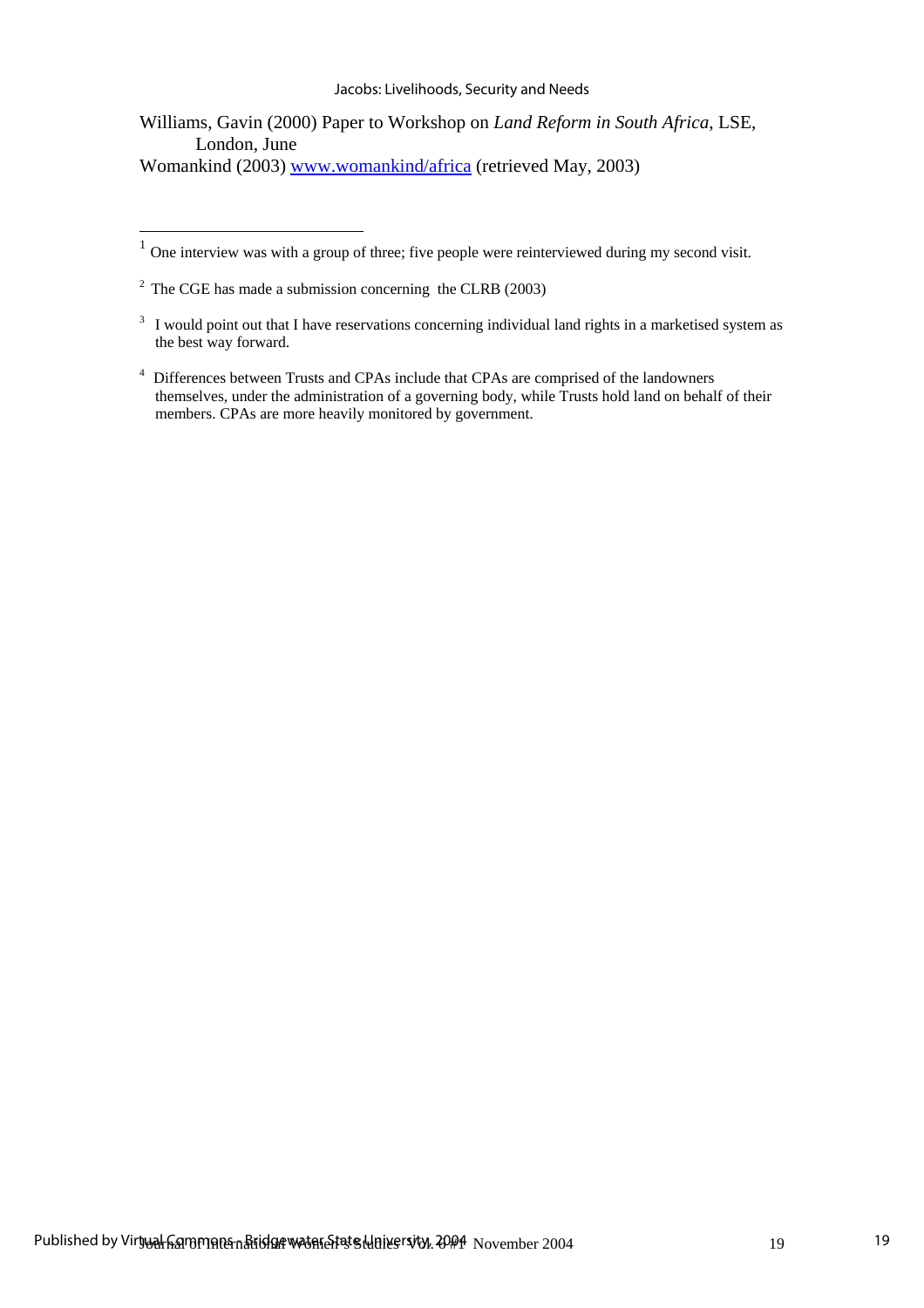Williams, Gavin (2000) Paper to Workshop on *Land Reform in South Africa*, LSE, London, June

Womankind (2003) [www.womankind/africa](www.womankind/africa) (retrieved May, 2003)

---

[1] One interview was with a group of three; five people were reinterviewed during my second visit.

[2] The CGE has made a submission concerning the CLRB (2003)

[3] I would point out that I have reservations concerning individual land rights in a marketised system as the best way forward.

[4] Differences between Trusts and CPAs include that CPAs are comprised of the landowners themselves, under the administration of a governing body, while Trusts hold land on behalf of their members. CPAs are more heavily monitored by government.